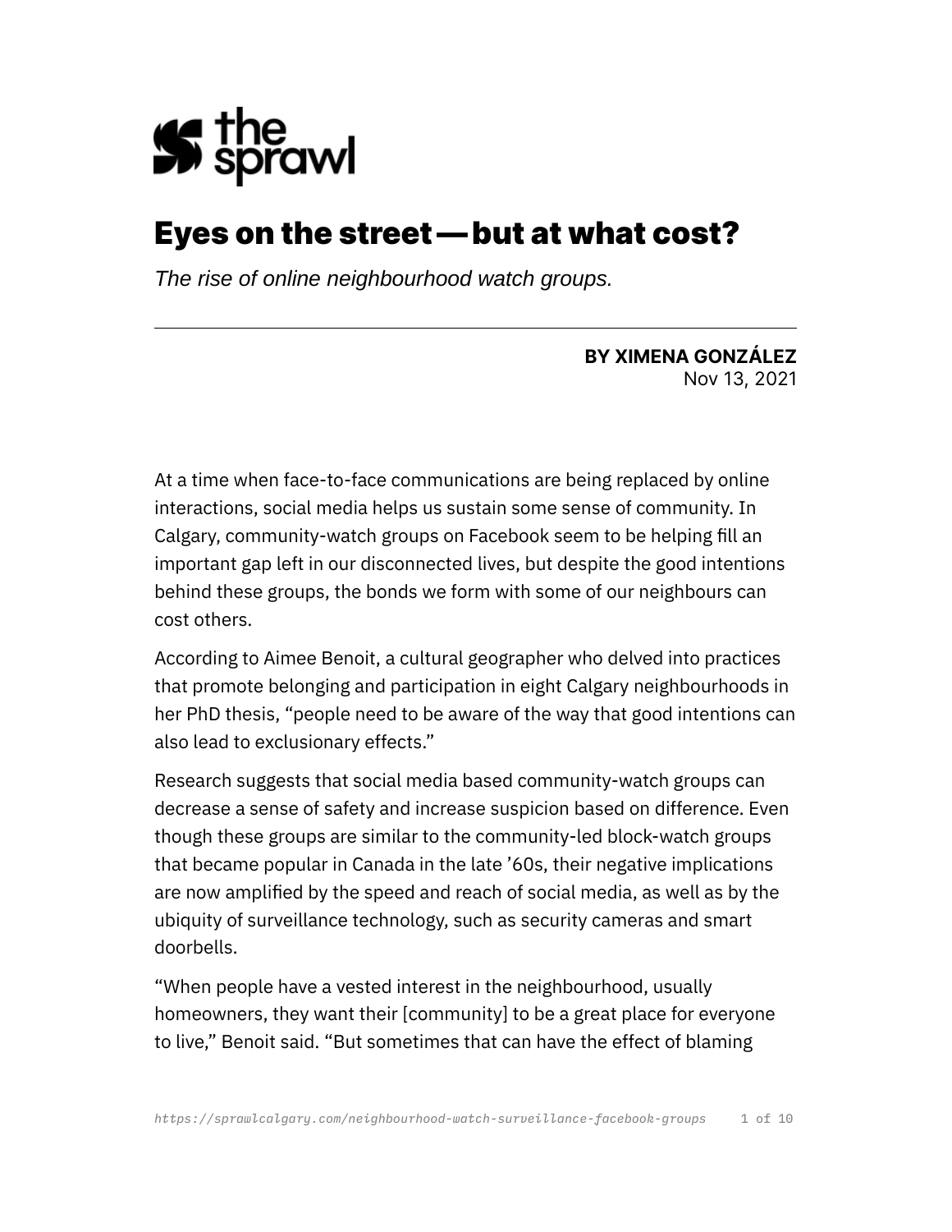# Eyes on the street — but at what cost?

*The rise of online neighbourhood watch groups.*

**BY XIMENA GONZÁLEZ**
Nov 13, 2021

At a time when face-to-face communications are being replaced by online interactions, social media helps us sustain some sense of community. In Calgary, community-watch groups on Facebook seem to be helping fill an important gap left in our disconnected lives, but despite the good intentions behind these groups, the bonds we form with some of our neighbours can cost others.

According to Aimee Benoit, a cultural geographer who delved into practices that promote belonging and participation in eight Calgary neighbourhoods in her PhD thesis, "people need to be aware of the way that good intentions can also lead to exclusionary effects."

Research suggests that social media based community-watch groups can decrease a sense of safety and increase suspicion based on difference. Even though these groups are similar to the community-led block-watch groups that became popular in Canada in the late '60s, their negative implications are now amplified by the speed and reach of social media, as well as by the ubiquity of surveillance technology, such as security cameras and smart doorbells.

"When people have a vested interest in the neighbourhood, usually homeowners, they want their [community] to be a great place for everyone to live," Benoit said. "But sometimes that can have the effect of blaming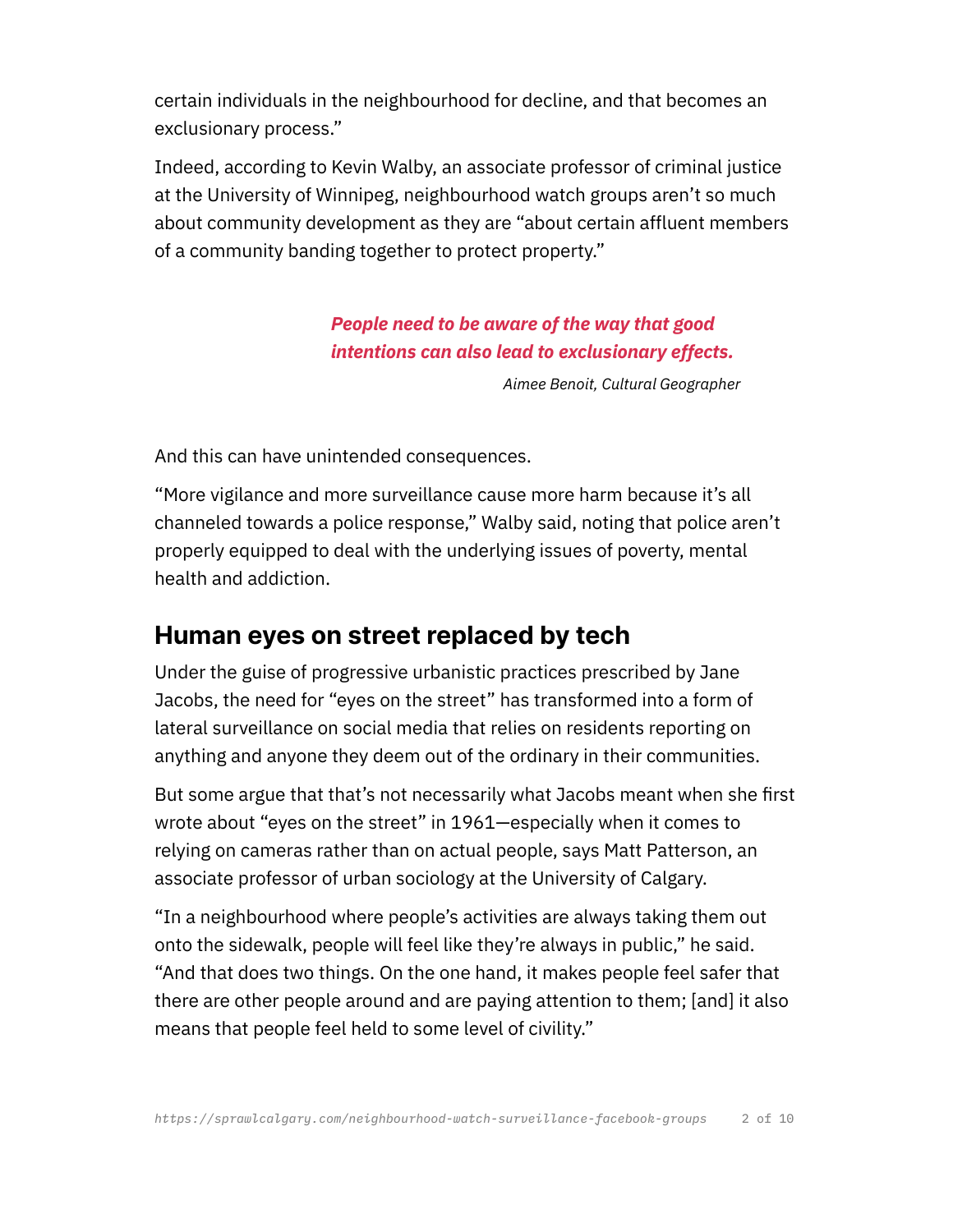certain individuals in the neighbourhood for decline, and that becomes an exclusionary process."

Indeed, according to Kevin Walby, an associate professor of criminal justice at the University of Winnipeg, neighbourhood watch groups aren't so much about community development as they are "about certain affluent members of a community banding together to protect property."

> ***People need to be aware of the way that good intentions can also lead to exclusionary effects.***
>
> *Aimee Benoit, Cultural Geographer*

And this can have unintended consequences.

"More vigilance and more surveillance cause more harm because it's all channeled towards a police response," Walby said, noting that police aren't properly equipped to deal with the underlying issues of poverty, mental health and addiction.

## Human eyes on street replaced by tech

Under the guise of progressive urbanistic practices prescribed by Jane Jacobs, the need for "eyes on the street" has transformed into a form of lateral surveillance on social media that relies on residents reporting on anything and anyone they deem out of the ordinary in their communities.

But some argue that that's not necessarily what Jacobs meant when she first wrote about "eyes on the street" in 1961—especially when it comes to relying on cameras rather than on actual people, says Matt Patterson, an associate professor of urban sociology at the University of Calgary.

"In a neighbourhood where people's activities are always taking them out onto the sidewalk, people will feel like they're always in public," he said. "And that does two things. On the one hand, it makes people feel safer that there are other people around and are paying attention to them; [and] it also means that people feel held to some level of civility."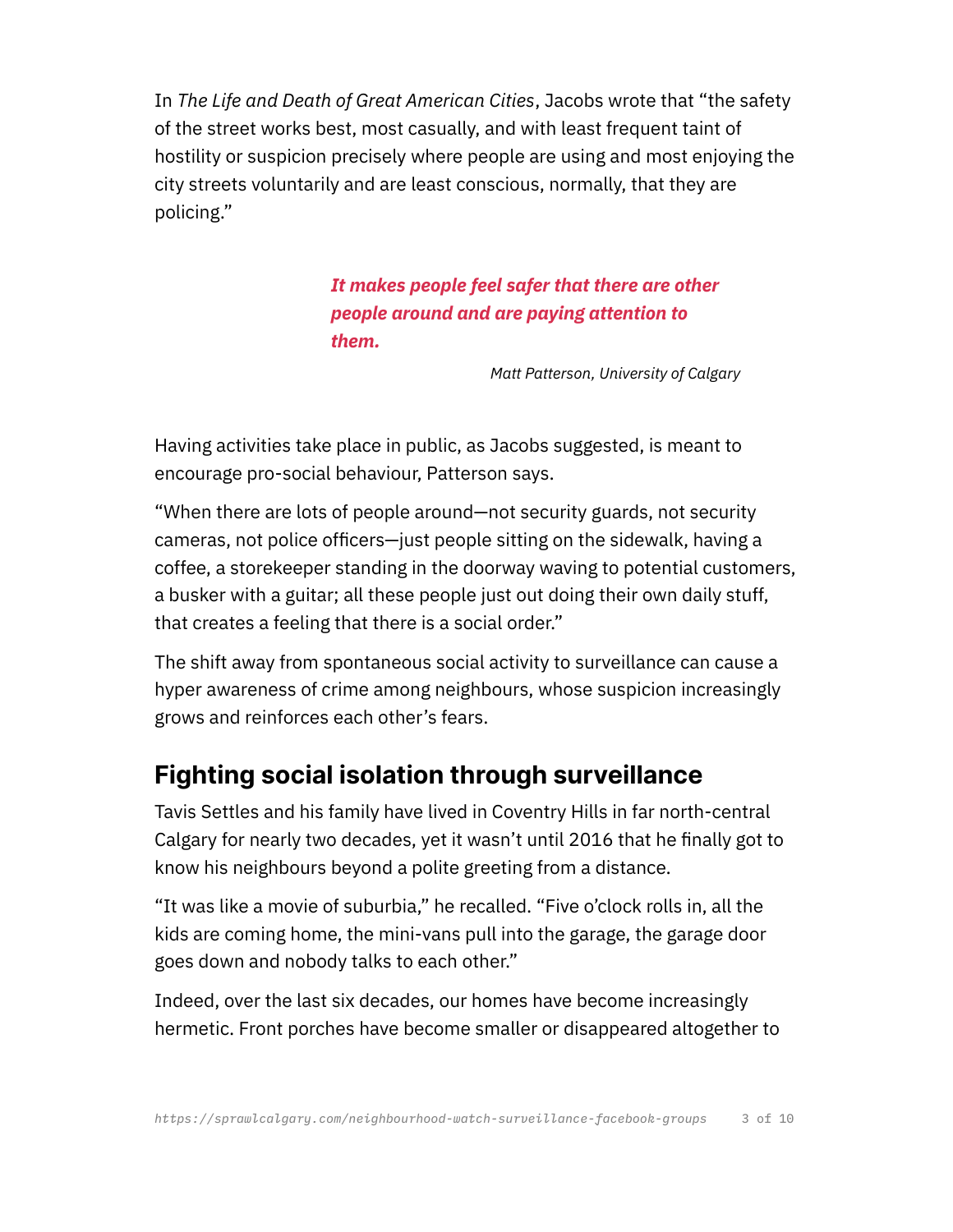In *The Life and Death of Great American Cities*, Jacobs wrote that "the safety of the street works best, most casually, and with least frequent taint of hostility or suspicion precisely where people are using and most enjoying the city streets voluntarily and are least conscious, normally, that they are policing."

> ***It makes people feel safer that there are other people around and are paying attention to them.***
>
> *Matt Patterson, University of Calgary*

Having activities take place in public, as Jacobs suggested, is meant to encourage pro-social behaviour, Patterson says.

"When there are lots of people around—not security guards, not security cameras, not police officers—just people sitting on the sidewalk, having a coffee, a storekeeper standing in the doorway waving to potential customers, a busker with a guitar; all these people just out doing their own daily stuff, that creates a feeling that there is a social order."

The shift away from spontaneous social activity to surveillance can cause a hyper awareness of crime among neighbours, whose suspicion increasingly grows and reinforces each other's fears.

## Fighting social isolation through surveillance

Tavis Settles and his family have lived in Coventry Hills in far north-central Calgary for nearly two decades, yet it wasn't until 2016 that he finally got to know his neighbours beyond a polite greeting from a distance.

"It was like a movie of suburbia," he recalled. "Five o'clock rolls in, all the kids are coming home, the mini-vans pull into the garage, the garage door goes down and nobody talks to each other."

Indeed, over the last six decades, our homes have become increasingly hermetic. Front porches have become smaller or disappeared altogether to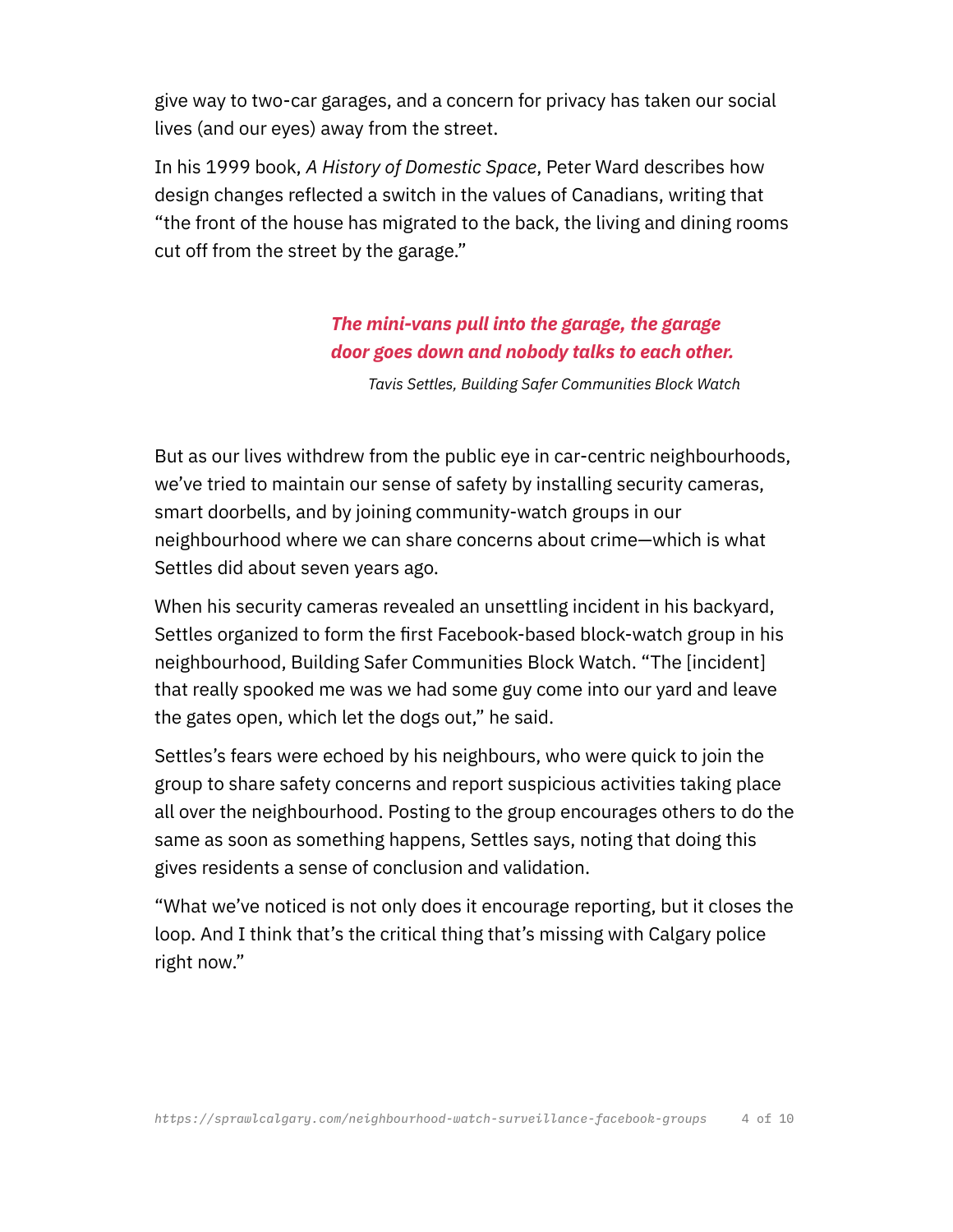give way to two-car garages, and a concern for privacy has taken our social lives (and our eyes) away from the street.

In his 1999 book, *A History of Domestic Space*, Peter Ward describes how design changes reflected a switch in the values of Canadians, writing that “the front of the house has migrated to the back, the living and dining rooms cut off from the street by the garage.”

> ***The mini-vans pull into the garage, the garage door goes down and nobody talks to each other.***
>
> *Tavis Settles, Building Safer Communities Block Watch*

But as our lives withdrew from the public eye in car-centric neighbourhoods, we’ve tried to maintain our sense of safety by installing security cameras, smart doorbells, and by joining community-watch groups in our neighbourhood where we can share concerns about crime—which is what Settles did about seven years ago.

When his security cameras revealed an unsettling incident in his backyard, Settles organized to form the first Facebook-based block-watch group in his neighbourhood, Building Safer Communities Block Watch. “The [incident] that really spooked me was we had some guy come into our yard and leave the gates open, which let the dogs out,” he said.

Settles’s fears were echoed by his neighbours, who were quick to join the group to share safety concerns and report suspicious activities taking place all over the neighbourhood. Posting to the group encourages others to do the same as soon as something happens, Settles says, noting that doing this gives residents a sense of conclusion and validation.

“What we’ve noticed is not only does it encourage reporting, but it closes the loop. And I think that’s the critical thing that’s missing with Calgary police right now.”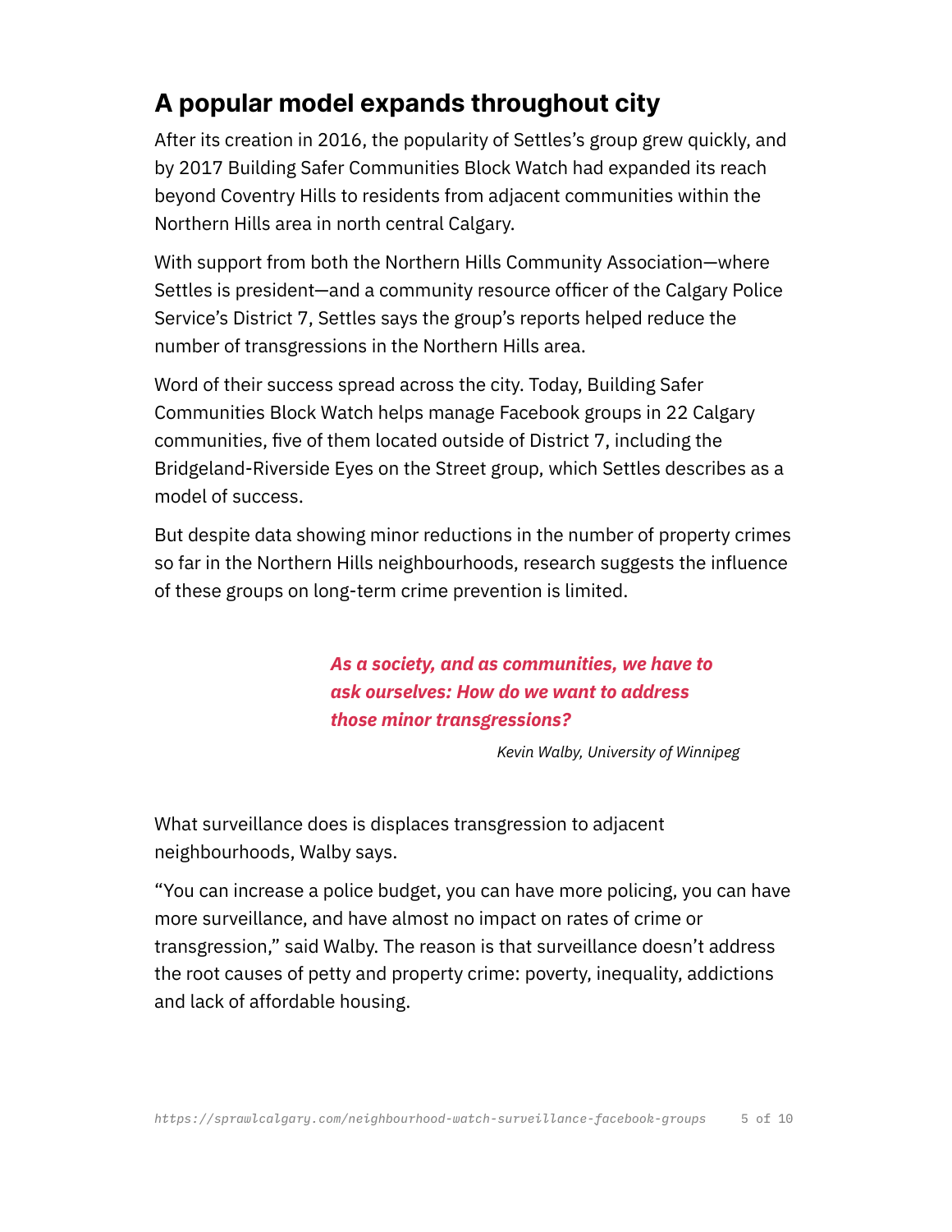## A popular model expands throughout city

After its creation in 2016, the popularity of Settles's group grew quickly, and by 2017 Building Safer Communities Block Watch had expanded its reach beyond Coventry Hills to residents from adjacent communities within the Northern Hills area in north central Calgary.

With support from both the Northern Hills Community Association—where Settles is president—and a community resource officer of the Calgary Police Service's District 7, Settles says the group's reports helped reduce the number of transgressions in the Northern Hills area.

Word of their success spread across the city. Today, Building Safer Communities Block Watch helps manage Facebook groups in 22 Calgary communities, five of them located outside of District 7, including the Bridgeland-Riverside Eyes on the Street group, which Settles describes as a model of success.

But despite data showing minor reductions in the number of property crimes so far in the Northern Hills neighbourhoods, research suggests the influence of these groups on long-term crime prevention is limited.

> ***As a society, and as communities, we have to ask ourselves: How do we want to address those minor transgressions?***
>
> *Kevin Walby, University of Winnipeg*

What surveillance does is displaces transgression to adjacent neighbourhoods, Walby says.

"You can increase a police budget, you can have more policing, you can have more surveillance, and have almost no impact on rates of crime or transgression," said Walby. The reason is that surveillance doesn't address the root causes of petty and property crime: poverty, inequality, addictions and lack of affordable housing.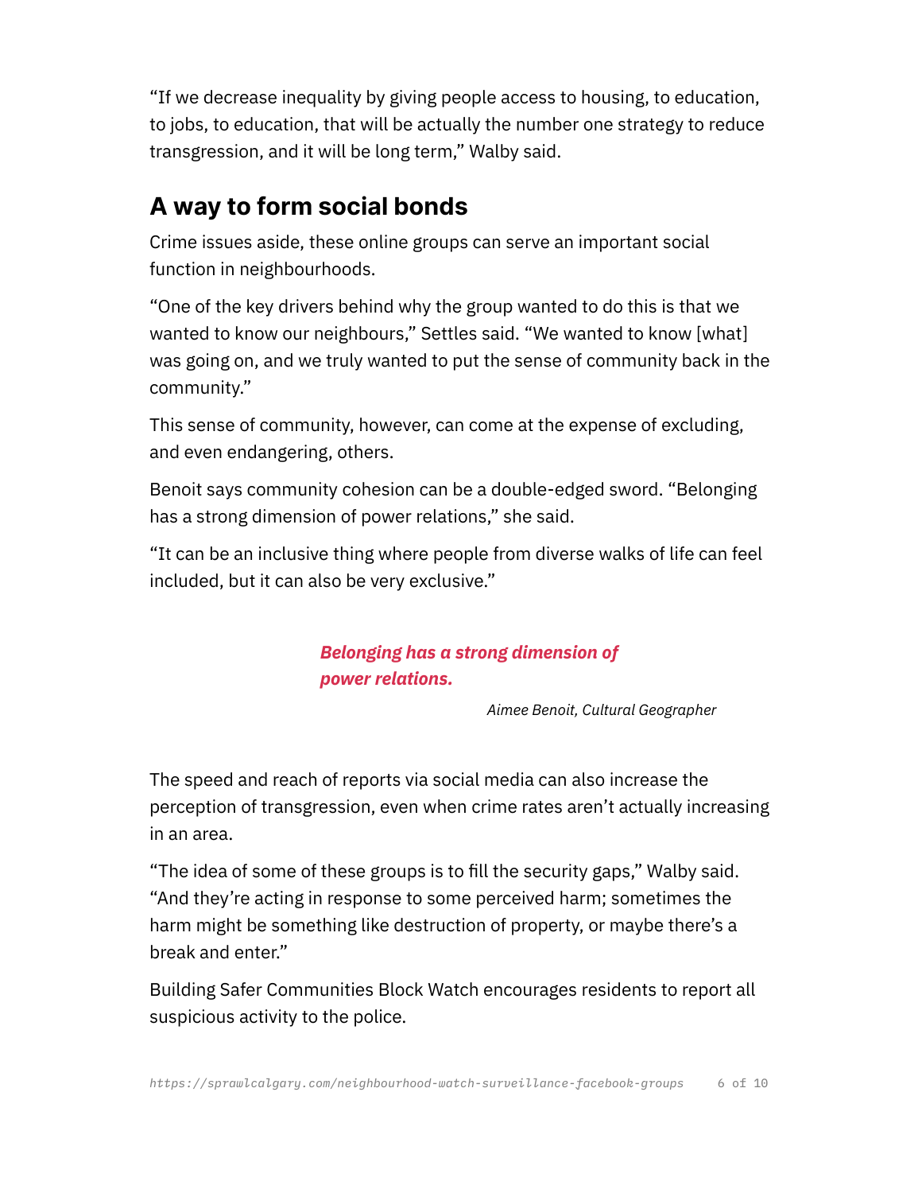"If we decrease inequality by giving people access to housing, to education, to jobs, to education, that will be actually the number one strategy to reduce transgression, and it will be long term," Walby said.

## A way to form social bonds

Crime issues aside, these online groups can serve an important social function in neighbourhoods.

"One of the key drivers behind why the group wanted to do this is that we wanted to know our neighbours," Settles said. "We wanted to know [what] was going on, and we truly wanted to put the sense of community back in the community."

This sense of community, however, can come at the expense of excluding, and even endangering, others.

Benoit says community cohesion can be a double-edged sword. "Belonging has a strong dimension of power relations," she said.

"It can be an inclusive thing where people from diverse walks of life can feel included, but it can also be very exclusive."

> ***Belonging has a strong dimension of power relations.***
>
> *Aimee Benoit, Cultural Geographer*

The speed and reach of reports via social media can also increase the perception of transgression, even when crime rates aren't actually increasing in an area.

"The idea of some of these groups is to fill the security gaps," Walby said. "And they're acting in response to some perceived harm; sometimes the harm might be something like destruction of property, or maybe there's a break and enter."

Building Safer Communities Block Watch encourages residents to report all suspicious activity to the police.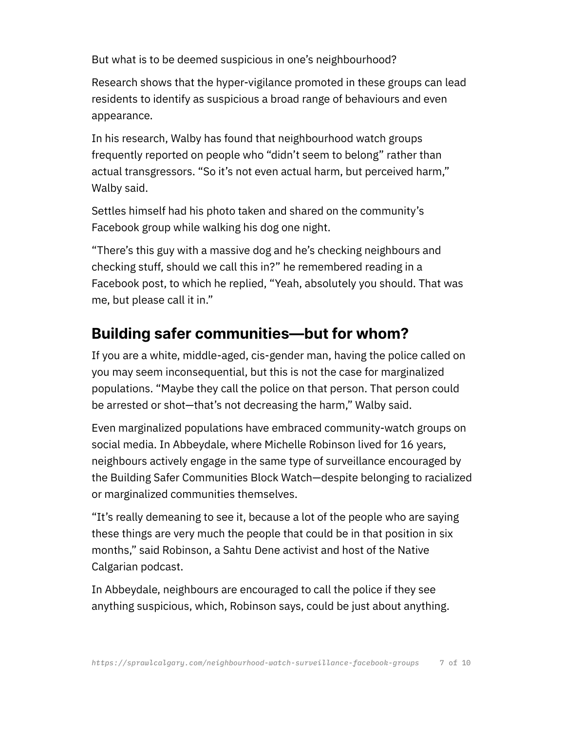But what is to be deemed suspicious in one's neighbourhood?

Research shows that the hyper-vigilance promoted in these groups can lead residents to identify as suspicious a broad range of behaviours and even appearance.

In his research, Walby has found that neighbourhood watch groups frequently reported on people who "didn't seem to belong" rather than actual transgressors. "So it's not even actual harm, but perceived harm," Walby said.

Settles himself had his photo taken and shared on the community's Facebook group while walking his dog one night.

"There's this guy with a massive dog and he's checking neighbours and checking stuff, should we call this in?" he remembered reading in a Facebook post, to which he replied, "Yeah, absolutely you should. That was me, but please call it in."

## Building safer communities—but for whom?

If you are a white, middle-aged, cis-gender man, having the police called on you may seem inconsequential, but this is not the case for marginalized populations. "Maybe they call the police on that person. That person could be arrested or shot—that's not decreasing the harm," Walby said.

Even marginalized populations have embraced community-watch groups on social media. In Abbeydale, where Michelle Robinson lived for 16 years, neighbours actively engage in the same type of surveillance encouraged by the Building Safer Communities Block Watch—despite belonging to racialized or marginalized communities themselves.

"It's really demeaning to see it, because a lot of the people who are saying these things are very much the people that could be in that position in six months," said Robinson, a Sahtu Dene activist and host of the Native Calgarian podcast.

In Abbeydale, neighbours are encouraged to call the police if they see anything suspicious, which, Robinson says, could be just about anything.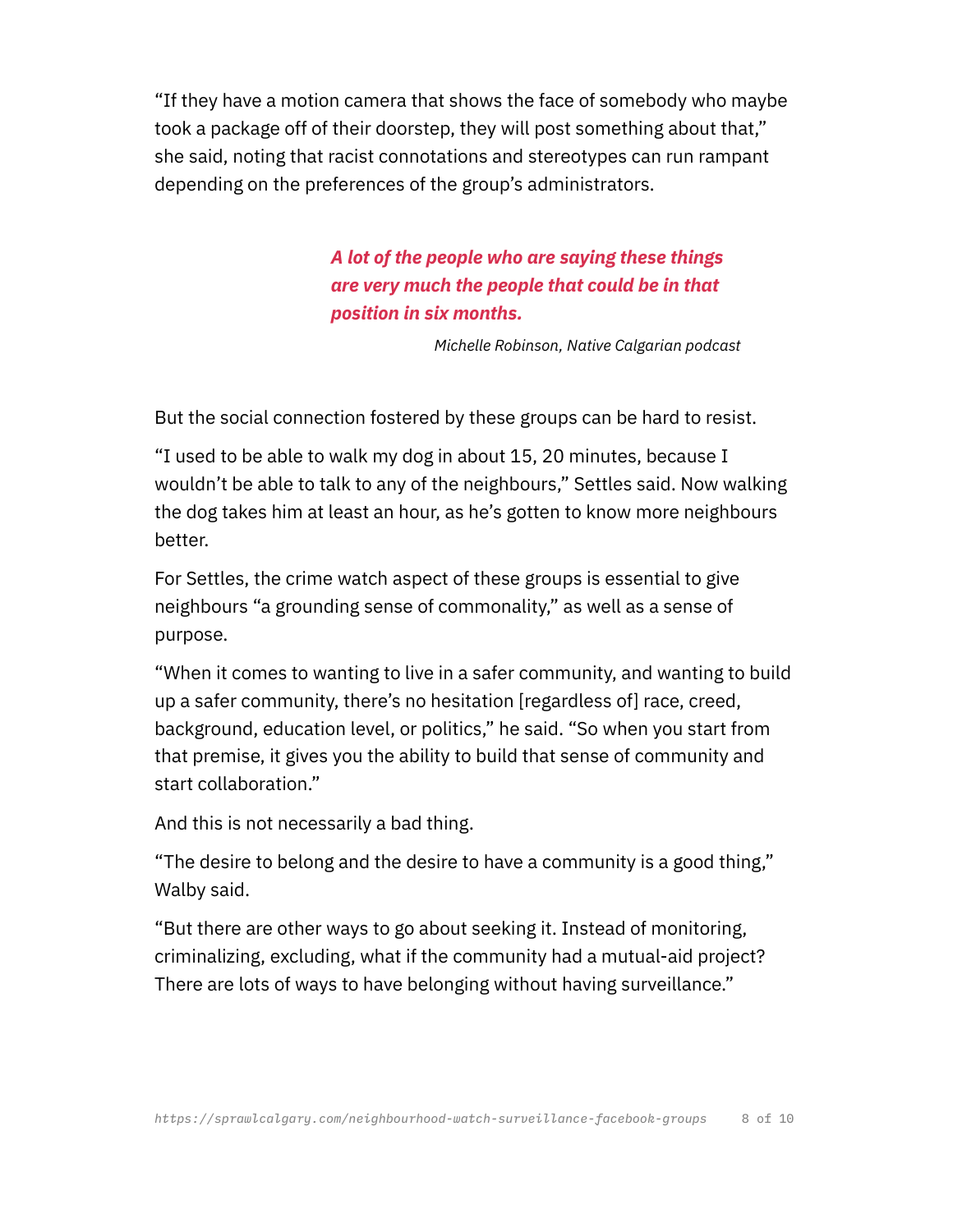"If they have a motion camera that shows the face of somebody who maybe took a package off of their doorstep, they will post something about that," she said, noting that racist connotations and stereotypes can run rampant depending on the preferences of the group's administrators.

> ***A lot of the people who are saying these things are very much the people that could be in that position in six months.***
>
> *Michelle Robinson, Native Calgarian podcast*

But the social connection fostered by these groups can be hard to resist.

"I used to be able to walk my dog in about 15, 20 minutes, because I wouldn't be able to talk to any of the neighbours," Settles said. Now walking the dog takes him at least an hour, as he's gotten to know more neighbours better.

For Settles, the crime watch aspect of these groups is essential to give neighbours "a grounding sense of commonality," as well as a sense of purpose.

"When it comes to wanting to live in a safer community, and wanting to build up a safer community, there's no hesitation [regardless of] race, creed, background, education level, or politics," he said. "So when you start from that premise, it gives you the ability to build that sense of community and start collaboration."

And this is not necessarily a bad thing.

"The desire to belong and the desire to have a community is a good thing," Walby said.

"But there are other ways to go about seeking it. Instead of monitoring, criminalizing, excluding, what if the community had a mutual-aid project? There are lots of ways to have belonging without having surveillance."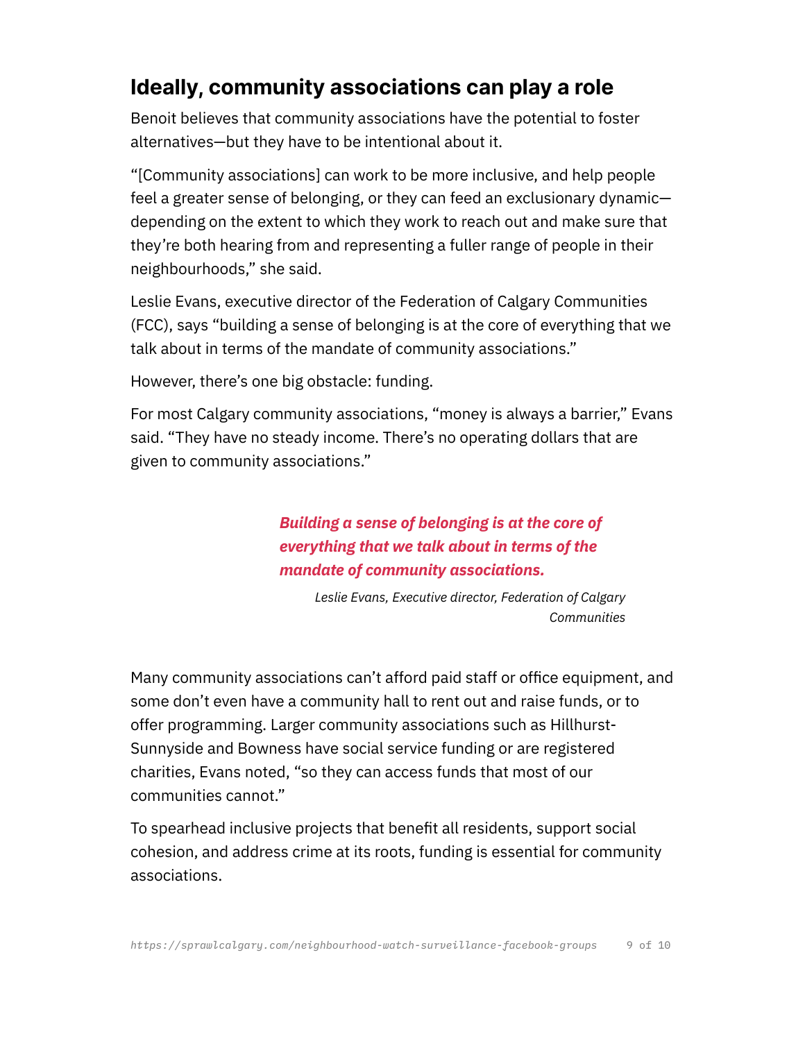## Ideally, community associations can play a role

Benoit believes that community associations have the potential to foster alternatives—but they have to be intentional about it.

"[Community associations] can work to be more inclusive, and help people feel a greater sense of belonging, or they can feed an exclusionary dynamic—depending on the extent to which they work to reach out and make sure that they're both hearing from and representing a fuller range of people in their neighbourhoods," she said.

Leslie Evans, executive director of the Federation of Calgary Communities (FCC), says "building a sense of belonging is at the core of everything that we talk about in terms of the mandate of community associations."

However, there's one big obstacle: funding.

For most Calgary community associations, "money is always a barrier," Evans said. "They have no steady income. There's no operating dollars that are given to community associations."

> ***Building a sense of belonging is at the core of everything that we talk about in terms of the mandate of community associations.***
>
> *Leslie Evans, Executive director, Federation of Calgary Communities*

Many community associations can't afford paid staff or office equipment, and some don't even have a community hall to rent out and raise funds, or to offer programming. Larger community associations such as Hillhurst-Sunnyside and Bowness have social service funding or are registered charities, Evans noted, "so they can access funds that most of our communities cannot."

To spearhead inclusive projects that benefit all residents, support social cohesion, and address crime at its roots, funding is essential for community associations.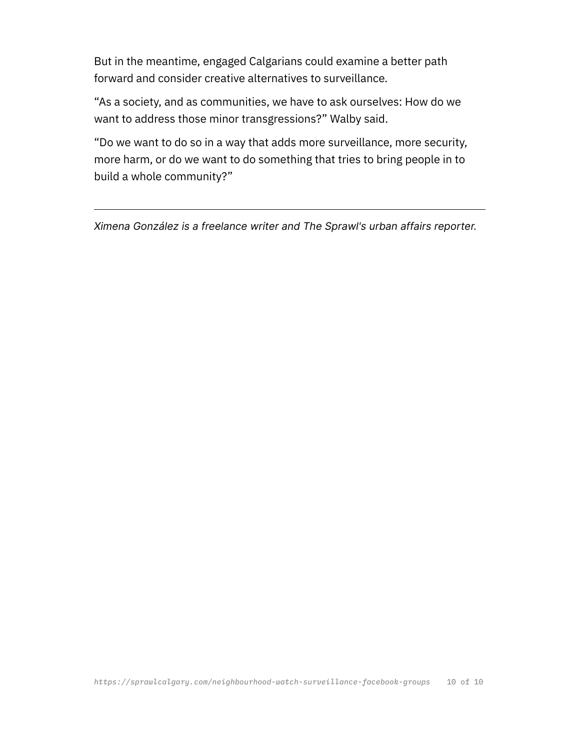But in the meantime, engaged Calgarians could examine a better path forward and consider creative alternatives to surveillance.

“As a society, and as communities, we have to ask ourselves: How do we want to address those minor transgressions?” Walby said.

“Do we want to do so in a way that adds more surveillance, more security, more harm, or do we want to do something that tries to bring people in to build a whole community?”

---

*Ximena González is a freelance writer and The Sprawl's urban affairs reporter.*